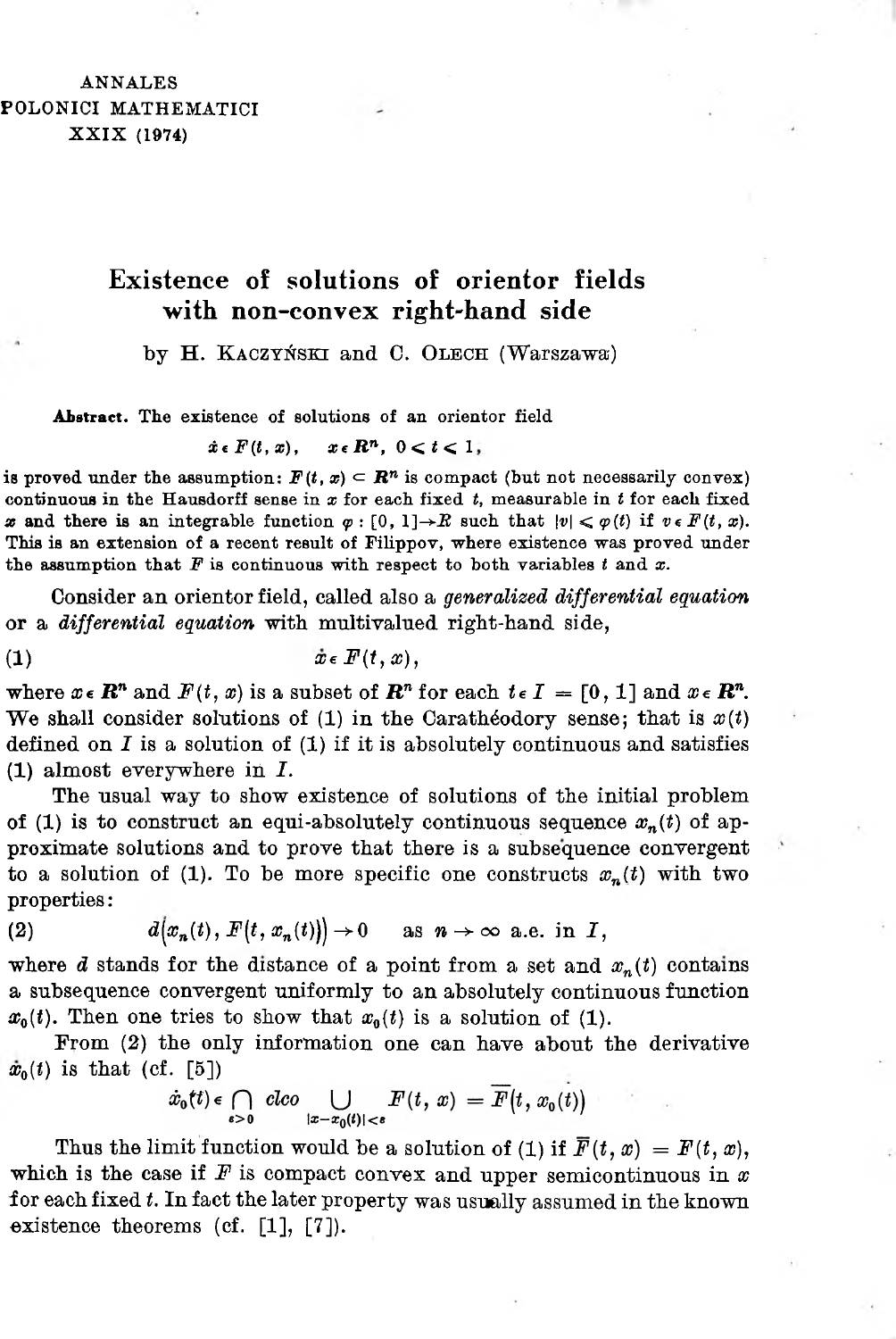ANNALES
POLONICI MATHEMATICI
XXIX (1974)

# Existence of solutions of orientor fields with non-convex right-hand side

by H. Kaczyński and C. Olech (Warszawa)

**Abstract.** The existence of solutions of an orientor field

$$\dot{x} \in F(t, x), \quad x \in \boldsymbol{R}^n, \ 0 \leqslant t \leqslant 1,$$

is proved under the assumption: $F(t, x) \subset \boldsymbol{R}^n$ is compact (but not necessarily convex) continuous in the Hausdorff sense in $x$ for each fixed $t$, measurable in $t$ for each fixed $x$ and there is an integrable function $\varphi: [0, 1] \to R$ such that $|v| \leqslant \varphi(t)$ if $v \in F(t, x)$. This is an extension of a recent result of Filippov, where existence was proved under the assumption that $F$ is continuous with respect to both variables $t$ and $x$.

Consider an orientor field, called also a *generalized differential equation* or a *differential equation* with multivalued right-hand side,

$$\dot{x} \in F(t, x), \tag{1}$$

where $x \in \boldsymbol{R}^n$ and $F(t, x)$ is a subset of $\boldsymbol{R}^n$ for each $t \in I = [0, 1]$ and $x \in \boldsymbol{R}^n$. We shall consider solutions of (1) in the Carathéodory sense; that is $x(t)$ defined on $I$ is a solution of (1) if it is absolutely continuous and satisfies (1) almost everywhere in $I$.

The usual way to show existence of solutions of the initial problem of (1) is to construct an equi-absolutely continuous sequence $x_n(t)$ of approximate solutions and to prove that there is a subsequence convergent to a solution of (1). To be more specific one constructs $x_n(t)$ with two properties:

$$d\big(\dot{x}_n(t), F(t, x_n(t))\big) \to 0 \quad \text{as } n \to \infty \text{ a.e. in } I, \tag{2}$$

where $d$ stands for the distance of a point from a set and $x_n(t)$ contains a subsequence convergent uniformly to an absolutely continuous function $x_0(t)$. Then one tries to show that $x_0(t)$ is a solution of (1).

From (2) the only information one can have about the derivative $\dot{x}_0(t)$ is that (cf. [5])

$$\dot{x}_0(t) \in \bigcap_{\varepsilon > 0} \operatorname{clco} \bigcup_{|x - x_0(t)| < \varepsilon} F(t, x) = \overline{F}\big(t, x_0(t)\big)$$

Thus the limit function would be a solution of (1) if $\overline{F}(t, x) = F(t, x)$, which is the case if $F$ is compact convex and upper semicontinuous in $x$ for each fixed $t$. In fact the later property was usually assumed in the known existence theorems (cf. [1], [7]).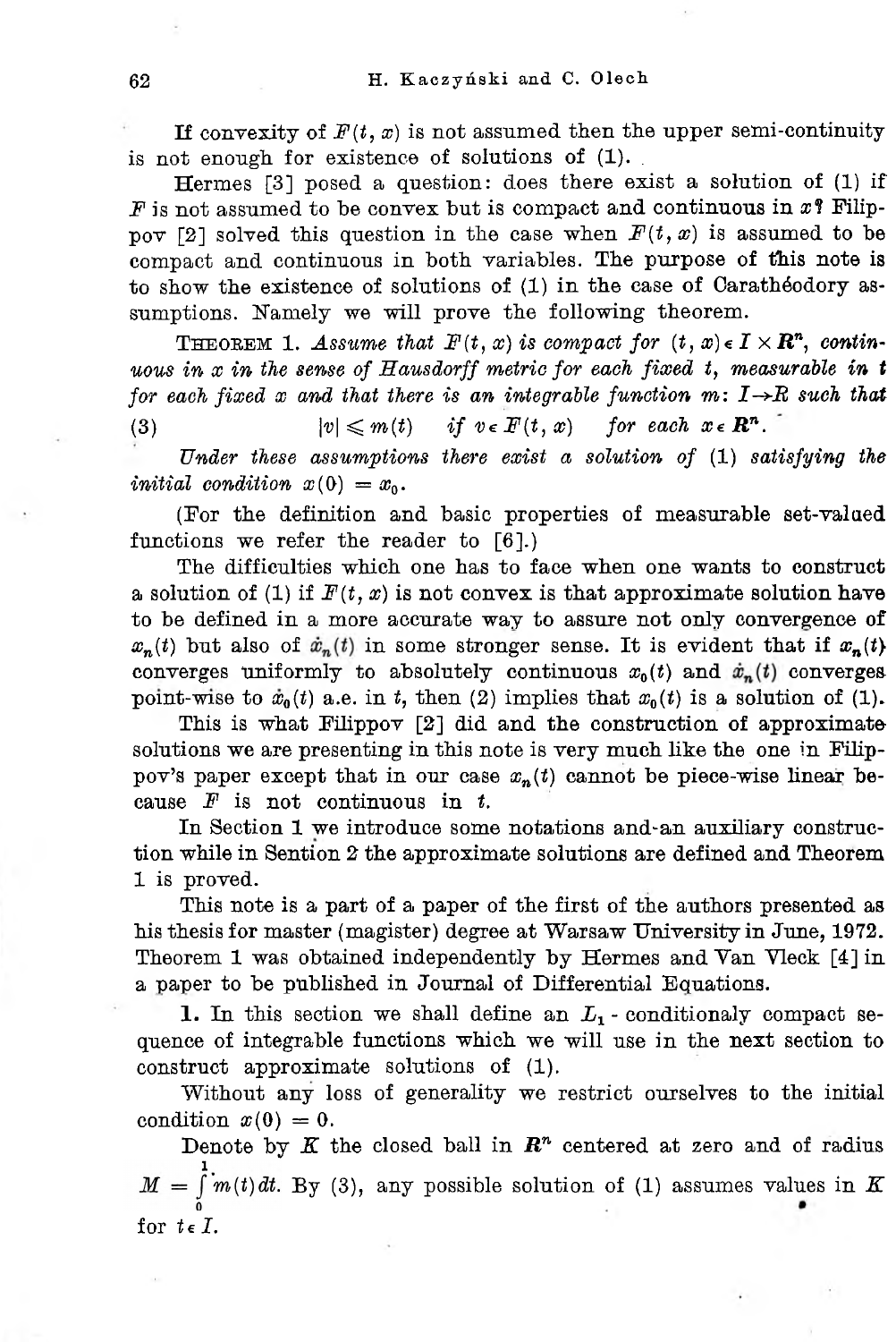If convexity of $F(t, x)$ is not assumed then the upper semi-continuity is not enough for existence of solutions of (1).

Hermes [3] posed a question: does there exist a solution of (1) if $F$ is not assumed to be convex but is compact and continuous in $x$? Filippov [2] solved this question in the case when $F(t, x)$ is assumed to be compact and continuous in both variables. The purpose of this note is to show the existence of solutions of (1) in the case of Carathéodory assumptions. Namely we will prove the following theorem.

THEOREM 1. *Assume that $F(t, x)$ is compact for $(t, x) \in I \times \mathbf{R}^n$, continuous in $x$ in the sense of Hausdorff metric for each fixed $t$, measurable in $t$ for each fixed $x$ and that there is an integrable function $m\colon I \to R$ such that*

$$|v| \leqslant m(t) \quad \textit{if } v \in F(t, x) \quad \textit{for each } x \in \mathbf{R}^n. \tag{3}$$

*Under these assumptions there exist a solution of* (1) *satisfying the initial condition $x(0) = x_0$.*

(For the definition and basic properties of measurable set-valued functions we refer the reader to [6].)

The difficulties which one has to face when one wants to construct a solution of (1) if $F(t, x)$ is not convex is that approximate solution have to be defined in a more accurate way to assure not only convergence of $x_n(t)$ but also of $\dot{x}_n(t)$ in some stronger sense. It is evident that if $x_n(t)$ converges uniformly to absolutely continuous $x_0(t)$ and $\dot{x}_n(t)$ converges point-wise to $\dot{x}_0(t)$ a.e. in $t$, then (2) implies that $x_0(t)$ is a solution of (1).

This is what Filippov [2] did and the construction of approximate solutions we are presenting in this note is very much like the one in Filippov's paper except that in our case $x_n(t)$ cannot be piece-wise linear because $F$ is not continuous in $t$.

In Section 1 we introduce some notations and an auxiliary construction while in Sention 2 the approximate solutions are defined and Theorem 1 is proved.

This note is a part of a paper of the first of the authors presented as his thesis for master (magister) degree at Warsaw University in June, 1972. Theorem 1 was obtained independently by Hermes and Van Vleck [4] in a paper to be published in Journal of Differential Equations.

**1.** In this section we shall define an $L_1$ - conditionaly compact sequence of integrable functions which we will use in the next section to construct approximate solutions of (1).

Without any loss of generality we restrict ourselves to the initial condition $x(0) = 0$.

Denote by $K$ the closed ball in $\mathbf{R}^n$ centered at zero and of radius $M = \int_0^1 m(t)\,dt$. By (3), any possible solution of (1) assumes values in $K$ for $t \in I$.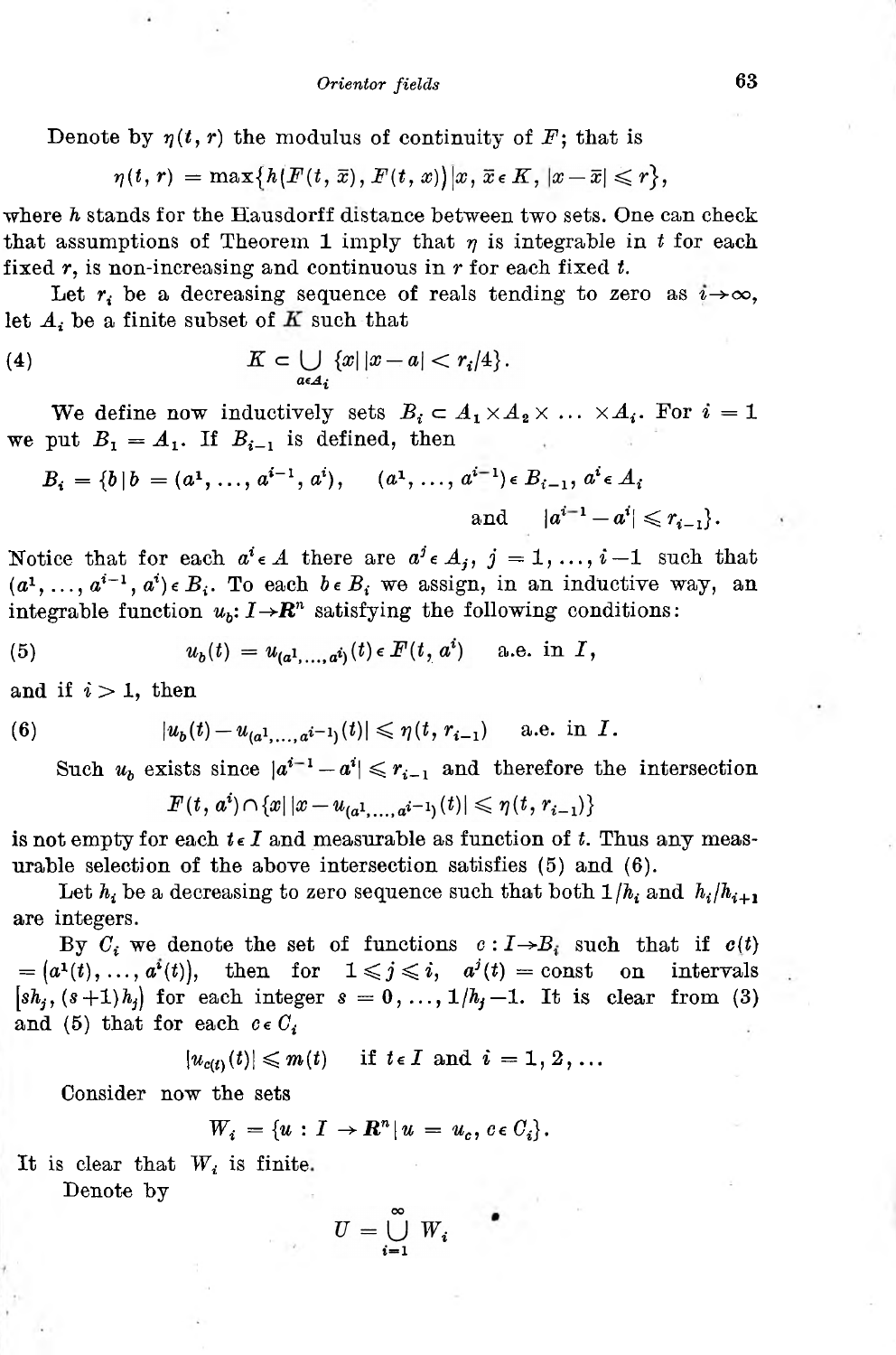Denote by $\eta(t, r)$ the modulus of continuity of $F$; that is

$$\eta(t, r) = \max\{h(F(t, \bar{x}), F(t, x)) \,|\, x, \bar{x} \in K, |x - \bar{x}| \leqslant r\},$$

where $h$ stands for the Hausdorff distance between two sets. One can check that assumptions of Theorem 1 imply that $\eta$ is integrable in $t$ for each fixed $r$, is non-increasing and continuous in $r$ for each fixed $t$.

Let $r_i$ be a decreasing sequence of reals tending to zero as $i \to \infty$, let $A_i$ be a finite subset of $K$ such that

$$K \subset \bigcup_{a \in A_i} \{x \,|\, |x - a| < r_i/4\}. \tag{4}$$

We define now inductively sets $B_i \subset A_1 \times A_2 \times \ldots \times A_i$. For $i = 1$ we put $B_1 = A_1$. If $B_{i-1}$ is defined, then

$$B_i = \{b \,|\, b = (a^1, \ldots, a^{i-1}, a^i), \quad (a^1, \ldots, a^{i-1}) \in B_{i-1}, a^i \in A_i$$
$$\text{and} \quad |a^{i-1} - a^i| \leqslant r_{i-1}\}.$$

Notice that for each $a^i \in A$ there are $a^j \in A_j$, $j = 1, \ldots, i-1$ such that $(a^1, \ldots, a^{i-1}, a^i) \in B_i$. To each $b \in B_i$ we assign, in an inductive way, an integrable function $u_b \colon I \to \boldsymbol{R}^n$ satisfying the following conditions:

$$u_b(t) = u_{(a^1, \ldots, a^i)}(t) \in F(t, a^i) \quad \text{a.e. in } I, \tag{5}$$

and if $i > 1$, then

$$|u_b(t) - u_{(a^1, \ldots, a^{i-1})}(t)| \leqslant \eta(t, r_{i-1}) \quad \text{a.e. in } I. \tag{6}$$

Such $u_b$ exists since $|a^{i-1} - a^i| \leqslant r_{i-1}$ and therefore the intersection

$$F(t, a^i) \cap \{x \,|\, |x - u_{(a^1, \ldots, a^{i-1})}(t)| \leqslant \eta(t, r_{i-1})\}$$

is not empty for each $t \in I$ and measurable as function of $t$. Thus any measurable selection of the above intersection satisfies (5) and (6).

Let $h_i$ be a decreasing to zero sequence such that both $1/h_i$ and $h_i/h_{i+1}$ are integers.

By $C_i$ we denote the set of functions $c \colon I \to B_i$ such that if $c(t) = (a^1(t), \ldots, a^i(t))$, then for $1 \leqslant j \leqslant i$, $a^j(t) = \text{const}$ on intervals $[sh_j, (s+1)h_j)$ for each integer $s = 0, \ldots, 1/h_j - 1$. It is clear from (3) and (5) that for each $c \in C_i$

$$|u_{c(t)}(t)| \leqslant m(t) \quad \text{if } t \in I \text{ and } i = 1, 2, \ldots$$

Consider now the sets

$$W_i = \{u \colon I \to \boldsymbol{R}^n \,|\, u = u_c, c \in C_i\}.$$

It is clear that $W_i$ is finite.

Denote by

$$U = \bigcup_{i=1}^{\infty} W_i$$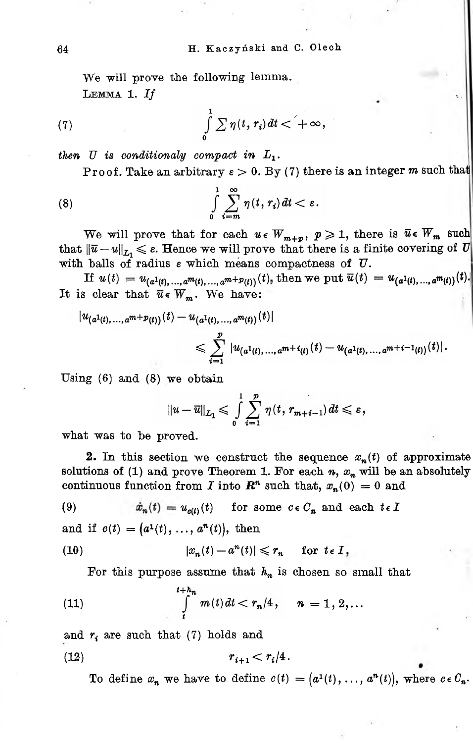We will prove the following lemma.

**Lemma 1.** *If*

$$\int_0^1 \sum \eta(t, r_i)\, dt < +\infty, \tag{7}$$

*then $U$ is conditionaly compact in $L_1$.*

**Proof.** Take an arbitrary $\varepsilon > 0$. By (7) there is an integer $m$ such that

$$\int_0^1 \sum_{i=m}^{\infty} \eta(t, r_i)\, dt < \varepsilon. \tag{8}$$

We will prove that for each $u \in W_{m+p}$, $p \geqslant 1$, there is $\bar{u} \in W_m$ such that $\|\bar{u} - u\|_{L_1} \leqslant \varepsilon$. Hence we will prove that there is a finite covering of $U$ with balls of radius $\varepsilon$ which means compactness of $U$.

If $u(t) = u_{(a^1(t), \ldots, a^m(t), \ldots, a^{m+p}(t))}(t)$, then we put $\bar{u}(t) = u_{(a^1(t), \ldots, a^m(t))}(t)$. It is clear that $\bar{u} \in W_m$. We have:

$$|u_{(a^1(t), \ldots, a^{m+p}(t))}(t) - u_{(a^1(t), \ldots, a^m(t))}(t)|$$
$$\leqslant \sum_{i=1}^{p} |u_{(a^1(t), \ldots, a^{m+i}(t))}(t) - u_{(a^1(t), \ldots, a^{m+i-1}(t))}(t)|.$$

Using (6) and (8) we obtain

$$\|u - \bar{u}\|_{L_1} \leqslant \int_0^1 \sum_{i=1}^{p} \eta(t, r_{m+i-1})\, dt \leqslant \varepsilon,$$

what was to be proved.

**2.** In this section we construct the sequence $x_n(t)$ of approximate solutions of (1) and prove Theorem 1. For each $n$, $x_n$ will be an absolutely continuous function from $I$ into $\boldsymbol{R}^n$ such that, $x_n(0) = 0$ and

$$\dot{x}_n(t) = u_{c(t)}(t) \quad \text{for some } c \in C_n \text{ and each } t \in I \tag{9}$$

and if $c(t) = (a^1(t), \ldots, a^n(t))$, then

$$|x_n(t) - a^n(t)| \leqslant r_n \quad \text{for } t \in I, \tag{10}$$

For this purpose assume that $h_n$ is chosen so small that

$$\int_t^{t+h_n} m(t)\, dt < r_n/4, \quad n = 1, 2, \ldots \tag{11}$$

and $r_i$ are such that (7) holds and

$$r_{i+1} < r_i/4. \tag{12}$$

To define $x_n$ we have to define $c(t) = (a^1(t), \ldots, a^n(t))$, where $c \in C_n$.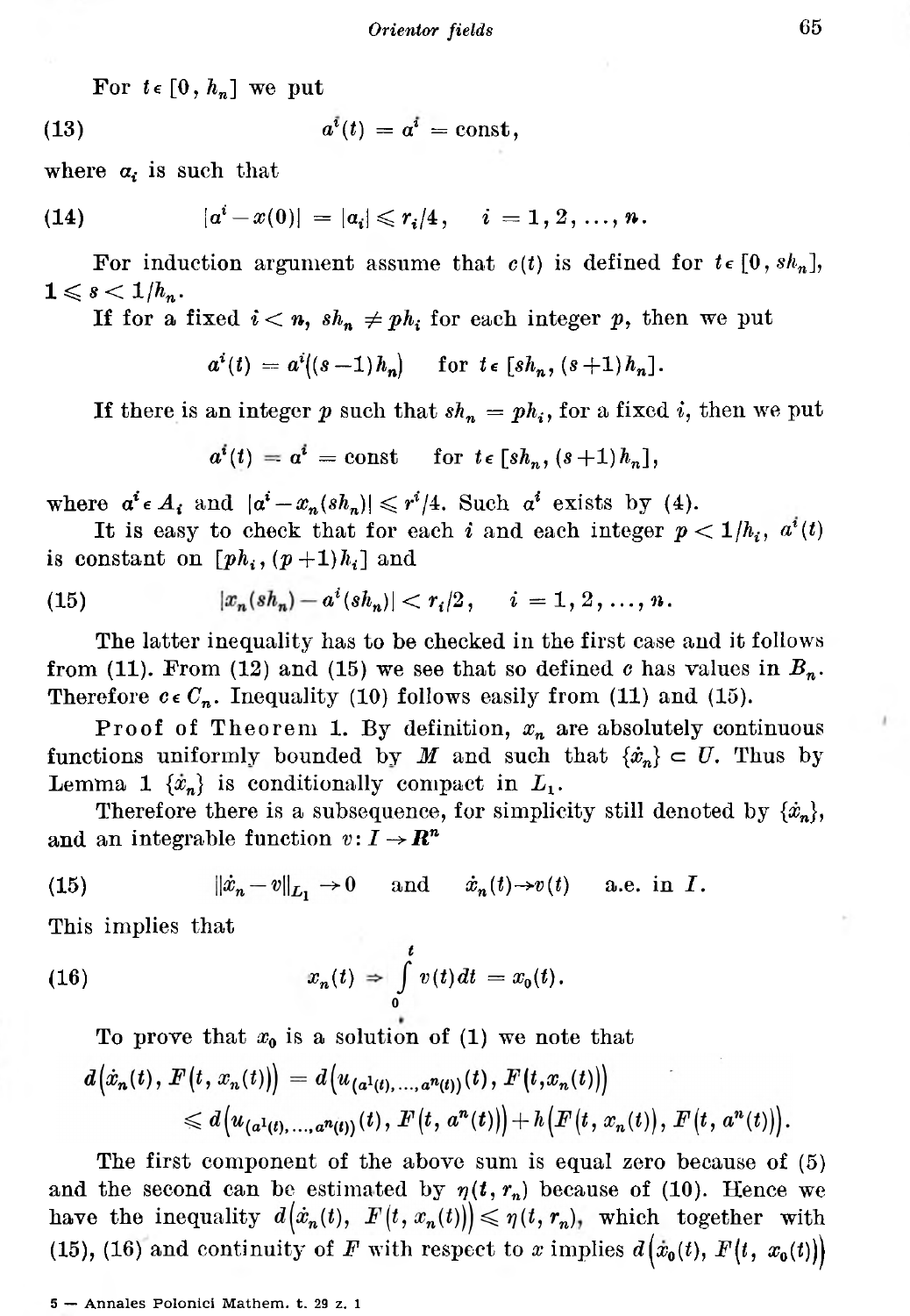For $t \in [0, h_n]$ we put

$$a^i(t) = a^i = \text{const}, \tag{13}$$

where $a_i$ is such that

$$|a^i - x(0)| = |a_i| \leqslant r_i/4, \quad i = 1, 2, \ldots, n. \tag{14}$$

For induction argument assume that $c(t)$ is defined for $t \in [0, sh_n]$, $1 \leqslant s < 1/h_n$.

If for a fixed $i < n$, $sh_n \neq ph_i$ for each integer $p$, then we put

$$a^i(t) = a^i((s-1)h_n) \quad \text{for } t \in [sh_n, (s+1)h_n].$$

If there is an integer $p$ such that $sh_n = ph_i$, for a fixed $i$, then we put

$$a^i(t) = a^i = \text{const} \quad \text{for } t \in [sh_n, (s+1)h_n],$$

where $a^i \in A_i$ and $|a^i - x_n(sh_n)| \leqslant r^i/4$. Such $a^i$ exists by (4).

It is easy to check that for each $i$ and each integer $p < 1/h_i$, $a^i(t)$ is constant on $[ph_i, (p+1)h_i]$ and

$$|x_n(sh_n) - a^i(sh_n)| < r_i/2, \quad i = 1, 2, \ldots, n. \tag{15}$$

The latter inequality has to be checked in the first case and it follows from (11). From (12) and (15) we see that so defined $c$ has values in $B_n$. Therefore $c \in C_n$. Inequality (10) follows easily from (11) and (15).

**Proof of Theorem 1.** By definition, $x_n$ are absolutely continuous functions uniformly bounded by $M$ and such that $\{\dot{x}_n\} \subset U$. Thus by Lemma 1 $\{\dot{x}_n\}$ is conditionally compact in $L_1$.

Therefore there is a subsequence, for simplicity still denoted by $\{\dot{x}_n\}$, and an integrable function $v: I \to \mathbf{R}^n$

$$\|\dot{x}_n - v\|_{L_1} \to 0 \quad \text{and} \quad \dot{x}_n(t) \to v(t) \quad \text{a.e. in } I. \tag{15}$$

This implies that

$$x_n(t) \rightrightarrows \int_0^t v(t)\,dt = x_0(t). \tag{16}$$

To prove that $x_0$ is a solution of (1) we note that

$$\begin{aligned} d\big(\dot{x}_n(t), F(t, x_n(t))\big) &= d\big(u_{(a^1(t), \ldots, a^n(t))}(t), F(t, x_n(t))\big) \\ &\leqslant d\big(u_{(a^1(t), \ldots, a^n(t))}(t), F(t, a^n(t))\big) + h\big(F(t, x_n(t)), F(t, a^n(t))\big). \end{aligned}$$

The first component of the above sum is equal zero because of (5) and the second can be estimated by $\eta(t, r_n)$ because of (10). Hence we have the inequality $d\big(\dot{x}_n(t), F(t, x_n(t))\big) \leqslant \eta(t, r_n)$, which together with (15), (16) and continuity of $F$ with respect to $x$ implies $d\big(\dot{x}_0(t), F(t, x_0(t))\big)$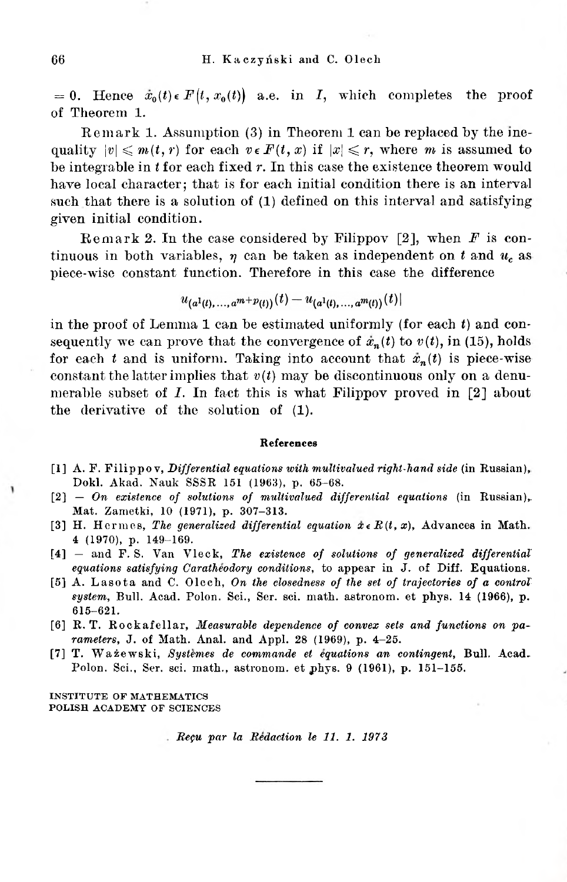$= 0$. Hence $\dot{x}_0(t) \in F(t, x_0(t))$ a.e. in $I$, which completes the proof of Theorem 1.

Remark 1. Assumption (3) in Theorem 1 can be replaced by the inequality $|v| \leqslant m(t, r)$ for each $v \in F(t, x)$ if $|x| \leqslant r$, where $m$ is assumed to be integrable in $t$ for each fixed $r$. In this case the existence theorem would have local character; that is for each initial condition there is an interval such that there is a solution of (1) defined on this interval and satisfying given initial condition.

Remark 2. In the case considered by Filippov [2], when $F$ is continuous in both variables, $\eta$ can be taken as independent on $t$ and $u_c$ as piece-wise constant function. Therefore in this case the difference

$$u_{(a^1(t), \ldots, a^{m+p}(t))}(t) - u_{(a^1(t), \ldots, a^m(t))}(t)|$$

in the proof of Lemma 1 can be estimated uniformly (for each $t$) and consequently we can prove that the convergence of $\dot{x}_n(t)$ to $v(t)$, in (15), holds for each $t$ and is uniform. Taking into account that $\dot{x}_n(t)$ is piece-wise constant the latter implies that $v(t)$ may be discontinuous only on a denumerable subset of $I$. In fact this is what Filippov proved in [2] about the derivative of the solution of (1).

## References

[1] A. F. Filippov, *Differential equations with multivalued right-hand side* (in Russian), Dokl. Akad. Nauk SSSR 151 (1963), p. 65–68.

[2] — *On existence of solutions of multivalued differential equations* (in Russian), Mat. Zametki, 10 (1971), p. 307–313.

[3] H. Hermes, *The generalized differential equation $\dot{x} \in R(t, x)$*, Advances in Math. 4 (1970), p. 149–169.

[4] — and F. S. Van Vleck, *The existence of solutions of generalized differential equations satisfying Carathéodory conditions*, to appear in J. of Diff. Equations.

[5] A. Lasota and C. Olech, *On the closedness of the set of trajectories of a control system*, Bull. Acad. Polon. Sci., Ser. sci. math. astronom. et phys. 14 (1966), p. 615–621.

[6] R. T. Rockafellar, *Measurable dependence of convex sets and functions on parameters*, J. of Math. Anal. and Appl. 28 (1969), p. 4–25.

[7] T. Ważewski, *Systèmes de commande et équations au contingent*, Bull. Acad. Polon. Sci., Ser. sci. math., astronom. et phys. 9 (1961), p. 151–155.

INSTITUTE OF MATHEMATICS
POLISH ACADEMY OF SCIENCES

*Reçu par la Rédaction le 11. 1. 1973*